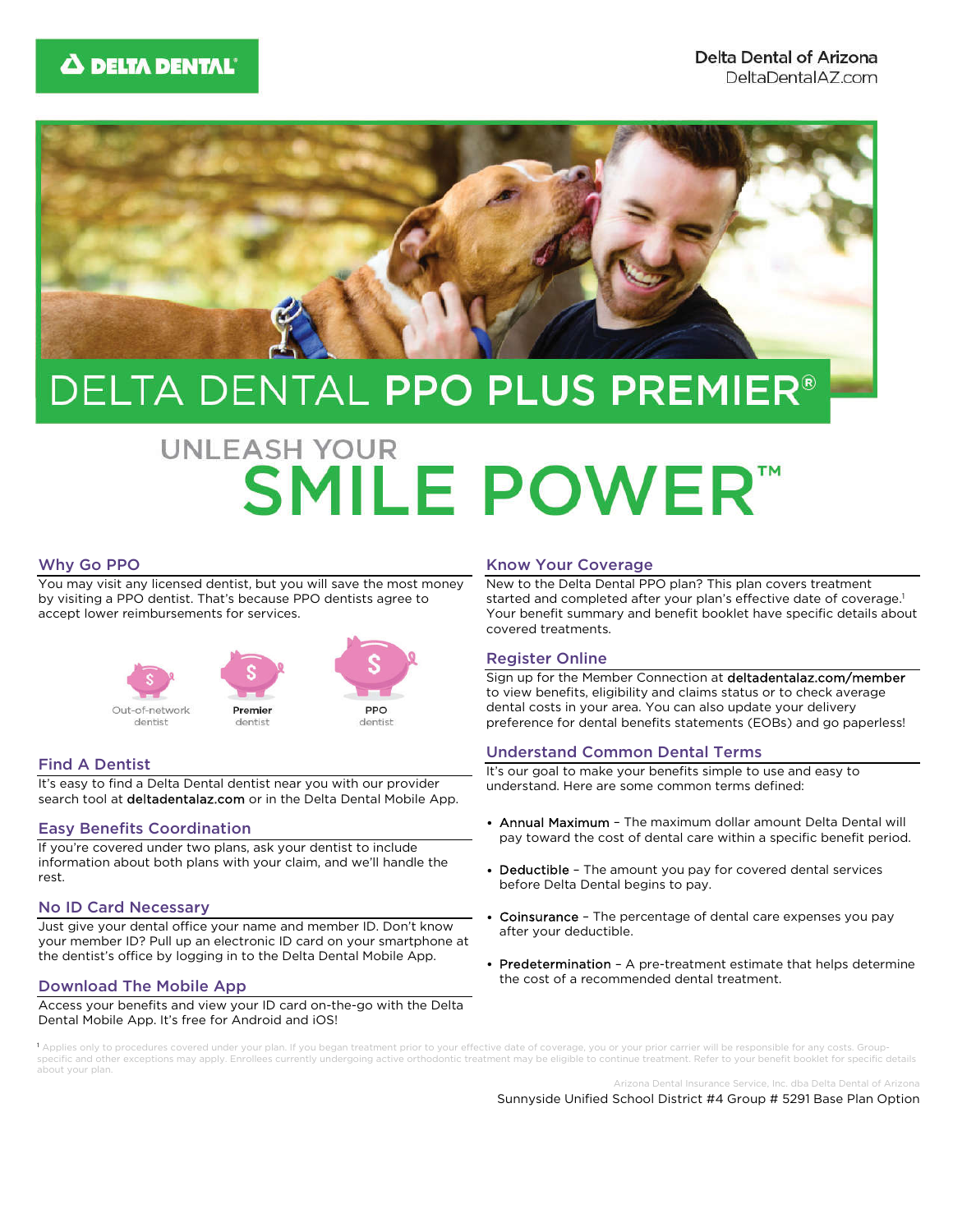Delta Dental of Arizona
DeltaDentalAZ.com

# DELTA DENTAL **PPO PLUS PREMIER®**

## UNLEASH YOUR SMILE POWER™

### Why Go PPO

You may visit any licensed dentist, but you will save the most money by visiting a PPO dentist. That's because PPO dentists agree to accept lower reimbursements for services.

Out-of-network dentist | **Premier** dentist | **PPO** dentist

### Find A Dentist

It's easy to find a Delta Dental dentist near you with our provider search tool at **deltadentalaz.com** or in the Delta Dental Mobile App.

### Easy Benefits Coordination

If you're covered under two plans, ask your dentist to include information about both plans with your claim, and we'll handle the rest.

### No ID Card Necessary

Just give your dental office your name and member ID. Don't know your member ID? Pull up an electronic ID card on your smartphone at the dentist's office by logging in to the Delta Dental Mobile App.

### Download The Mobile App

Access your benefits and view your ID card on-the-go with the Delta Dental Mobile App. It's free for Android and iOS!

### Know Your Coverage

New to the Delta Dental PPO plan? This plan covers treatment started and completed after your plan's effective date of coverage.[1] Your benefit summary and benefit booklet have specific details about covered treatments.

### Register Online

Sign up for the Member Connection at **deltadentalaz.com/member** to view benefits, eligibility and claims status or to check average dental costs in your area. You can also update your delivery preference for dental benefits statements (EOBs) and go paperless!

### Understand Common Dental Terms

It's our goal to make your benefits simple to use and easy to understand. Here are some common terms defined:

- **Annual Maximum** – The maximum dollar amount Delta Dental will pay toward the cost of dental care within a specific benefit period.
- **Deductible** – The amount you pay for covered dental services before Delta Dental begins to pay.
- **Coinsurance** – The percentage of dental care expenses you pay after your deductible.
- **Predetermination** – A pre-treatment estimate that helps determine the cost of a recommended dental treatment.

[1] Applies only to procedures covered under your plan. If you began treatment prior to your effective date of coverage, you or your prior carrier will be responsible for any costs. Group-specific and other exceptions may apply. Enrollees currently undergoing active orthodontic treatment may be eligible to continue treatment. Refer to your benefit booklet for specific details about your plan.

Arizona Dental Insurance Service, Inc. dba Delta Dental of Arizona

Sunnyside Unified School District #4 Group # 5291 Base Plan Option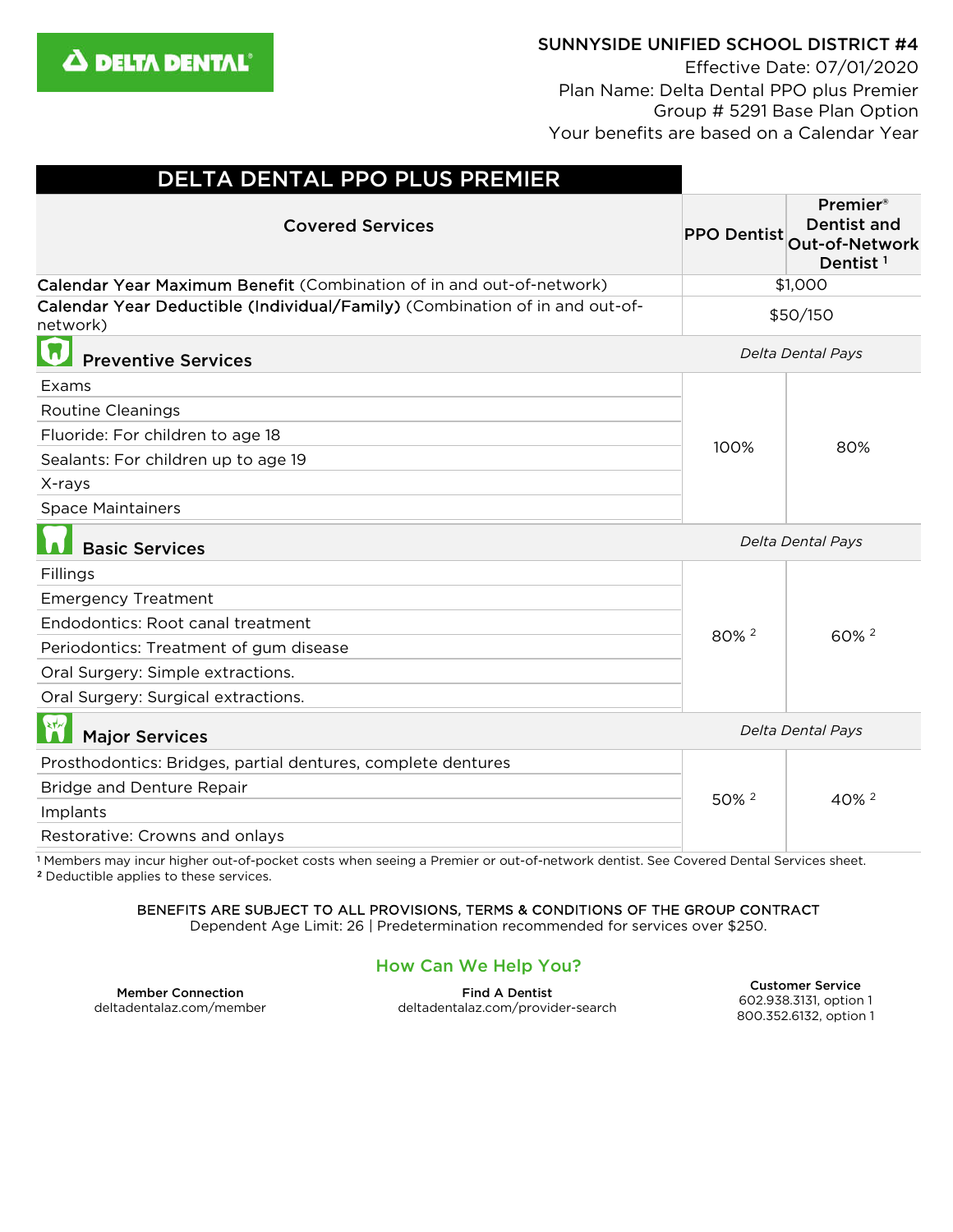**SUNNYSIDE UNIFIED SCHOOL DISTRICT #4**
Effective Date: 07/01/2020
Plan Name: Delta Dental PPO plus Premier
Group # 5291 Base Plan Option
Your benefits are based on a Calendar Year

# DELTA DENTAL PPO PLUS PREMIER

| Covered Services | PPO Dentist | Premier® Dentist and Out-of-Network Dentist [1] |
|---|---|---|
| **Calendar Year Maximum Benefit** (Combination of in and out-of-network) | $1,000 | |
| **Calendar Year Deductible (Individual/Family)** (Combination of in and out-of-network) | $50/150 | |
| **Preventive Services** | *Delta Dental Pays* | |
| Exams | 100% | 80% |
| Routine Cleanings | 100% | 80% |
| Fluoride: For children to age 18 | 100% | 80% |
| Sealants: For children up to age 19 | 100% | 80% |
| X-rays | 100% | 80% |
| Space Maintainers | 100% | 80% |
| **Basic Services** | *Delta Dental Pays* | |
| Fillings | 80% [2] | 60% [2] |
| Emergency Treatment | 80% [2] | 60% [2] |
| Endodontics: Root canal treatment | 80% [2] | 60% [2] |
| Periodontics: Treatment of gum disease | 80% [2] | 60% [2] |
| Oral Surgery: Simple extractions. | 80% [2] | 60% [2] |
| Oral Surgery: Surgical extractions. | 80% [2] | 60% [2] |
| **Major Services** | *Delta Dental Pays* | |
| Prosthodontics: Bridges, partial dentures, complete dentures | 50% [2] | 40% [2] |
| Bridge and Denture Repair | 50% [2] | 40% [2] |
| Implants | 50% [2] | 40% [2] |
| Restorative: Crowns and onlays | 50% [2] | 40% [2] |

[1] Members may incur higher out-of-pocket costs when seeing a Premier or out-of-network dentist. See Covered Dental Services sheet.
[2] Deductible applies to these services.

BENEFITS ARE SUBJECT TO ALL PROVISIONS, TERMS & CONDITIONS OF THE GROUP CONTRACT
Dependent Age Limit: 26 | Predetermination recommended for services over $250.

## How Can We Help You?

**Member Connection**
deltadentalaz.com/member

**Find A Dentist**
deltadentalaz.com/provider-search

**Customer Service**
602.938.3131, option 1
800.352.6132, option 1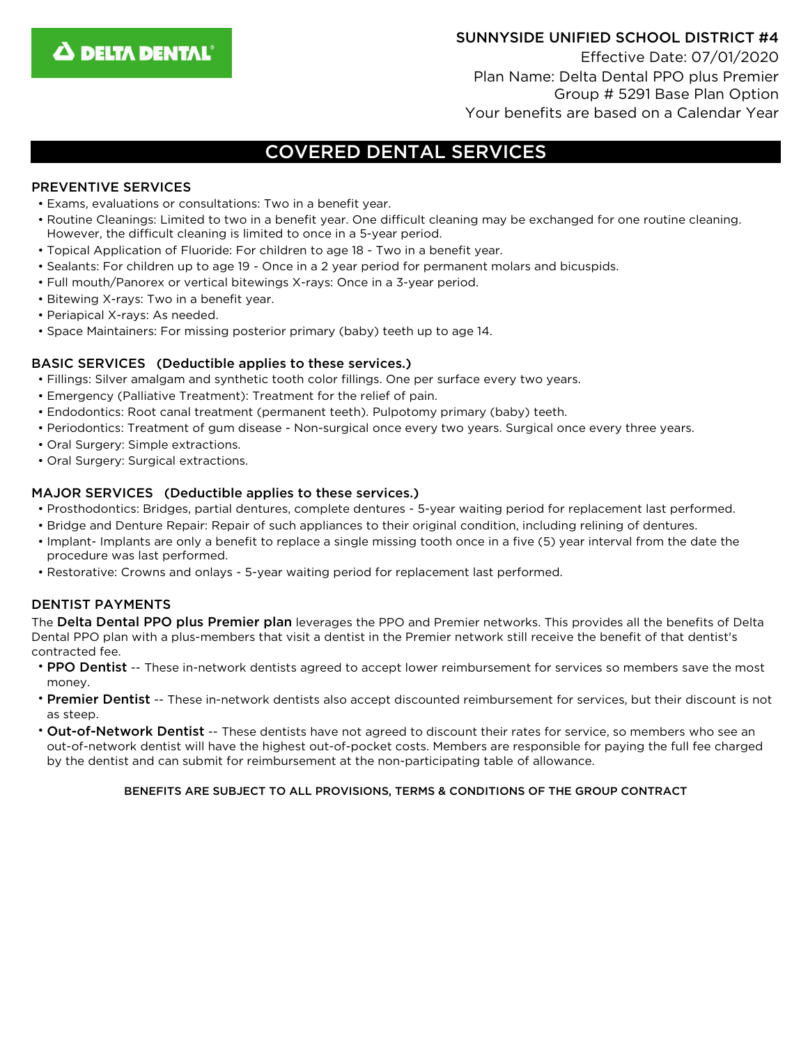DELTA DENTAL

**SUNNYSIDE UNIFIED SCHOOL DISTRICT #4**
Effective Date: 07/01/2020
Plan Name: Delta Dental PPO plus Premier
Group # 5291 Base Plan Option
Your benefits are based on a Calendar Year

# COVERED DENTAL SERVICES

## PREVENTIVE SERVICES

- Exams, evaluations or consultations: Two in a benefit year.
- Routine Cleanings: Limited to two in a benefit year. One difficult cleaning may be exchanged for one routine cleaning. However, the difficult cleaning is limited to once in a 5-year period.
- Topical Application of Fluoride: For children to age 18 - Two in a benefit year.
- Sealants: For children up to age 19 - Once in a 2 year period for permanent molars and bicuspids.
- Full mouth/Panorex or vertical bitewings X-rays: Once in a 3-year period.
- Bitewing X-rays: Two in a benefit year.
- Periapical X-rays: As needed.
- Space Maintainers: For missing posterior primary (baby) teeth up to age 14.

## BASIC SERVICES (Deductible applies to these services.)

- Fillings: Silver amalgam and synthetic tooth color fillings. One per surface every two years.
- Emergency (Palliative Treatment): Treatment for the relief of pain.
- Endodontics: Root canal treatment (permanent teeth). Pulpotomy primary (baby) teeth.
- Periodontics: Treatment of gum disease - Non-surgical once every two years. Surgical once every three years.
- Oral Surgery: Simple extractions.
- Oral Surgery: Surgical extractions.

## MAJOR SERVICES (Deductible applies to these services.)

- Prosthodontics: Bridges, partial dentures, complete dentures - 5-year waiting period for replacement last performed.
- Bridge and Denture Repair: Repair of such appliances to their original condition, including relining of dentures.
- Implant- Implants are only a benefit to replace a single missing tooth once in a five (5) year interval from the date the procedure was last performed.
- Restorative: Crowns and onlays - 5-year waiting period for replacement last performed.

## DENTIST PAYMENTS

The **Delta Dental PPO plus Premier plan** leverages the PPO and Premier networks. This provides all the benefits of Delta Dental PPO plan with a plus-members that visit a dentist in the Premier network still receive the benefit of that dentist's contracted fee.

- **PPO Dentist** -- These in-network dentists agreed to accept lower reimbursement for services so members save the most money.
- **Premier Dentist** -- These in-network dentists also accept discounted reimbursement for services, but their discount is not as steep.
- **Out-of-Network Dentist** -- These dentists have not agreed to discount their rates for service, so members who see an out-of-network dentist will have the highest out-of-pocket costs. Members are responsible for paying the full fee charged by the dentist and can submit for reimbursement at the non-participating table of allowance.

BENEFITS ARE SUBJECT TO ALL PROVISIONS, TERMS & CONDITIONS OF THE GROUP CONTRACT